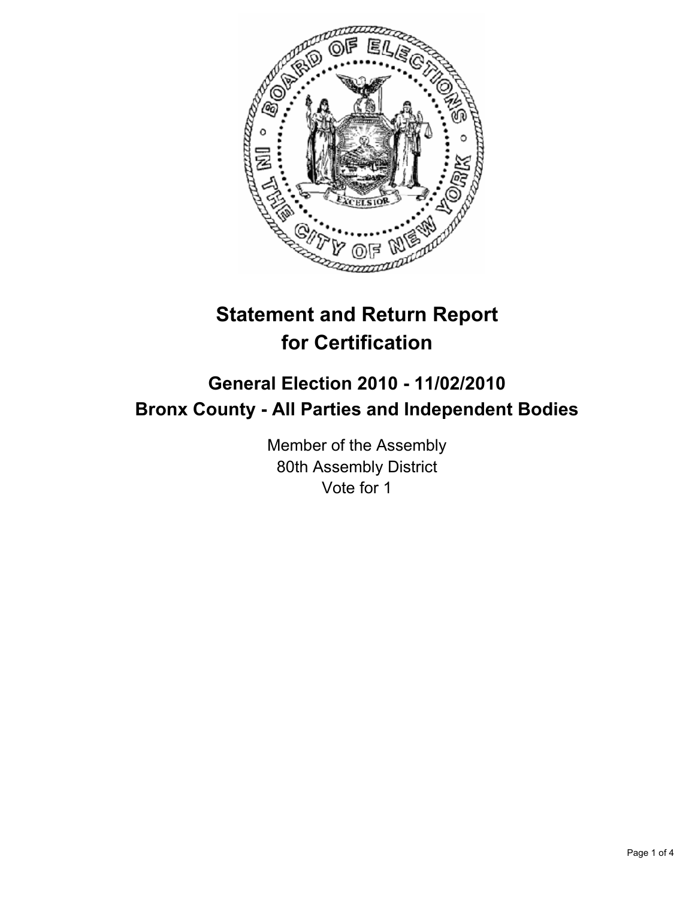# Statement and Return Report for Certification

## General Election 2010 - 11/02/2010
## Bronx County - All Parties and Independent Bodies

Member of the Assembly
80th Assembly District
Vote for 1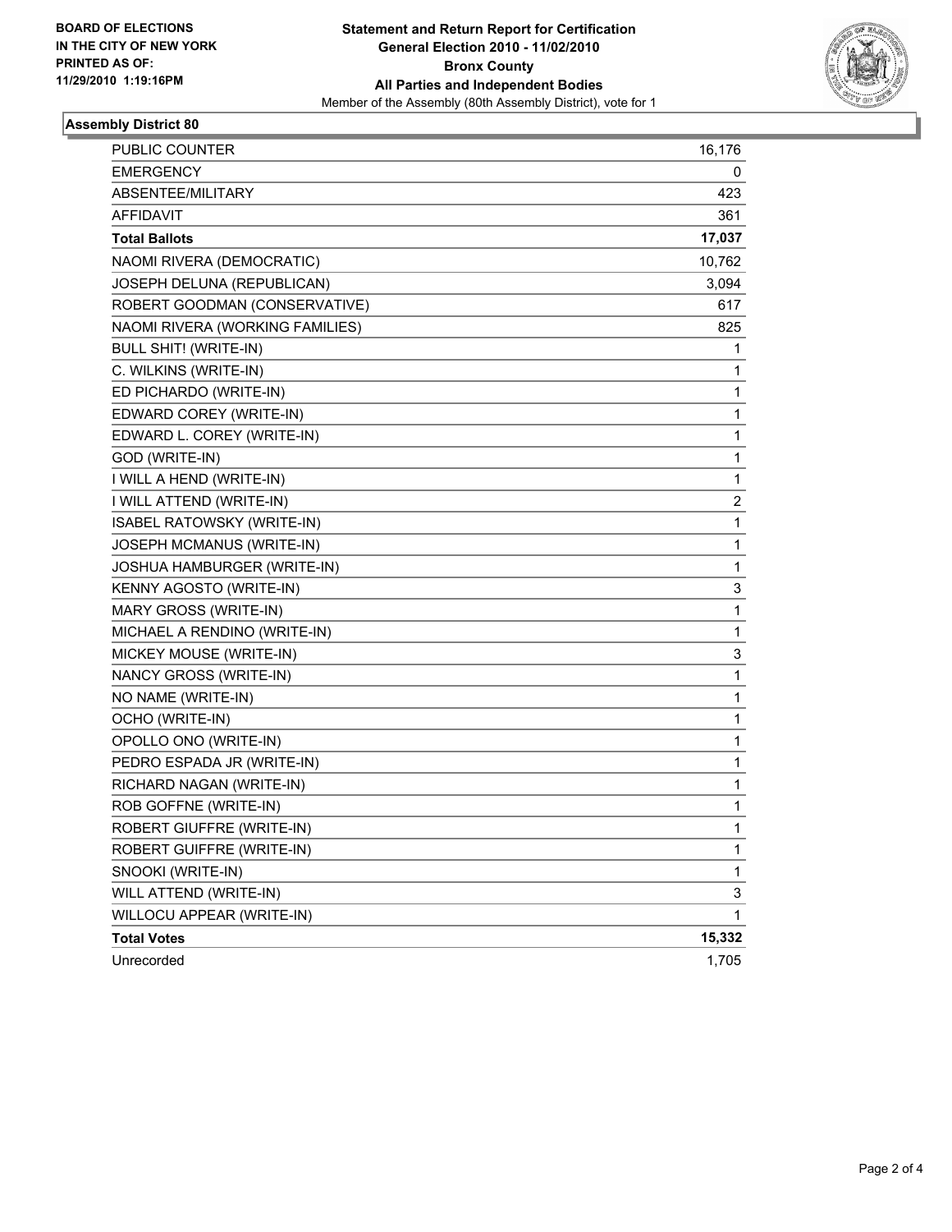**BOARD OF ELECTIONS IN THE CITY OF NEW YORK PRINTED AS OF: 11/29/2010 1:19:16PM**

**Statement and Return Report for Certification**
**General Election 2010 - 11/02/2010**
**Bronx County**
**All Parties and Independent Bodies**
Member of the Assembly (80th Assembly District), vote for 1

## Assembly District 80

| | |
|---|---:|
| PUBLIC COUNTER | 16,176 |
| EMERGENCY | 0 |
| ABSENTEE/MILITARY | 423 |
| AFFIDAVIT | 361 |
| **Total Ballots** | **17,037** |
| NAOMI RIVERA (DEMOCRATIC) | 10,762 |
| JOSEPH DELUNA (REPUBLICAN) | 3,094 |
| ROBERT GOODMAN (CONSERVATIVE) | 617 |
| NAOMI RIVERA (WORKING FAMILIES) | 825 |
| BULL SHIT! (WRITE-IN) | 1 |
| C. WILKINS (WRITE-IN) | 1 |
| ED PICHARDO (WRITE-IN) | 1 |
| EDWARD COREY (WRITE-IN) | 1 |
| EDWARD L. COREY (WRITE-IN) | 1 |
| GOD (WRITE-IN) | 1 |
| I WILL A HEND (WRITE-IN) | 1 |
| I WILL ATTEND (WRITE-IN) | 2 |
| ISABEL RATOWSKY (WRITE-IN) | 1 |
| JOSEPH MCMANUS (WRITE-IN) | 1 |
| JOSHUA HAMBURGER (WRITE-IN) | 1 |
| KENNY AGOSTO (WRITE-IN) | 3 |
| MARY GROSS (WRITE-IN) | 1 |
| MICHAEL A RENDINO (WRITE-IN) | 1 |
| MICKEY MOUSE (WRITE-IN) | 3 |
| NANCY GROSS (WRITE-IN) | 1 |
| NO NAME (WRITE-IN) | 1 |
| OCHO (WRITE-IN) | 1 |
| OPOLLO ONO (WRITE-IN) | 1 |
| PEDRO ESPADA JR (WRITE-IN) | 1 |
| RICHARD NAGAN (WRITE-IN) | 1 |
| ROB GOFFNE (WRITE-IN) | 1 |
| ROBERT GIUFFRE (WRITE-IN) | 1 |
| ROBERT GUIFFRE (WRITE-IN) | 1 |
| SNOOKI (WRITE-IN) | 1 |
| WILL ATTEND (WRITE-IN) | 3 |
| WILLOCU APPEAR (WRITE-IN) | 1 |
| **Total Votes** | **15,332** |
| Unrecorded | 1,705 |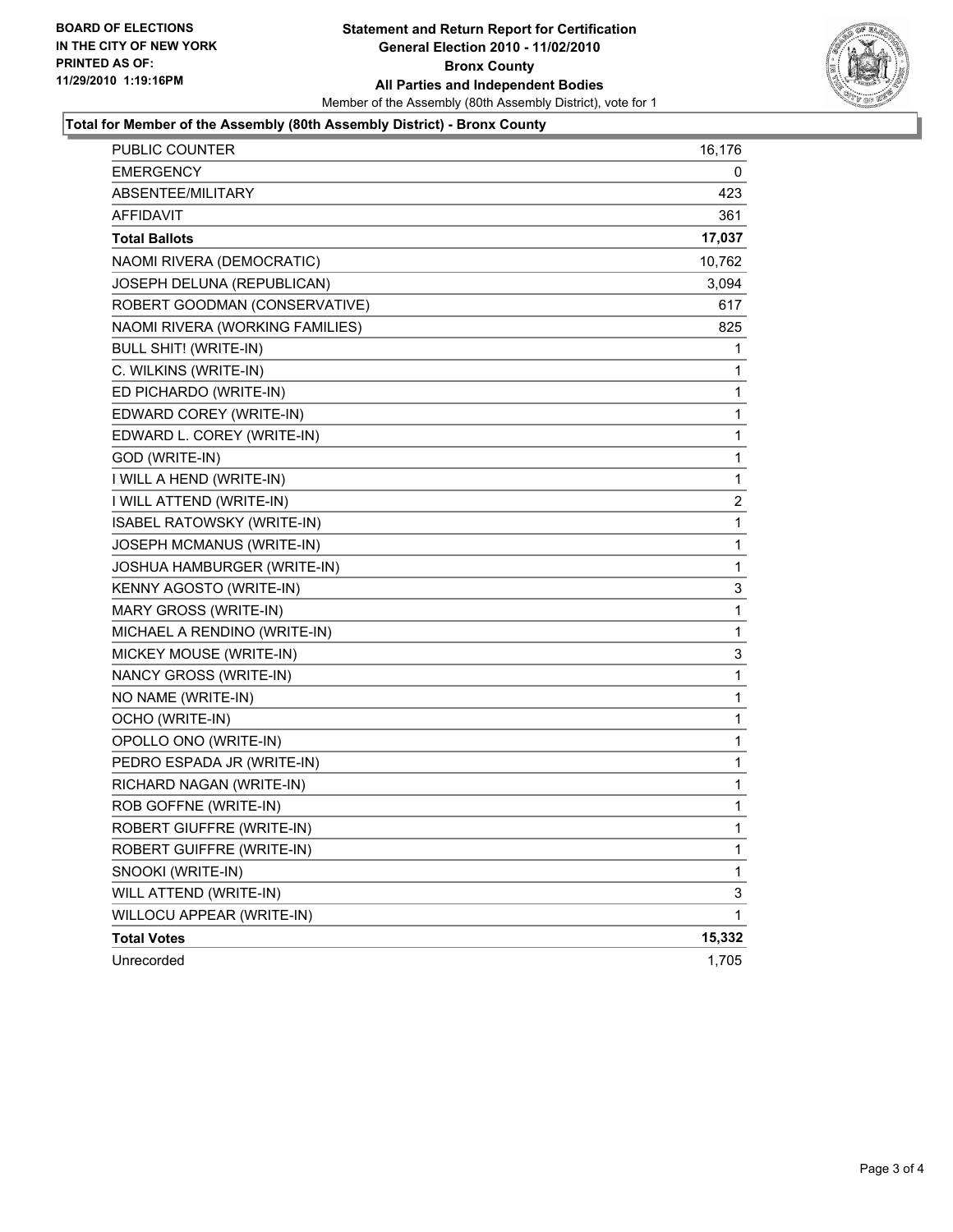**BOARD OF ELECTIONS IN THE CITY OF NEW YORK PRINTED AS OF: 11/29/2010 1:19:16PM**

**Statement and Return Report for Certification**
**General Election 2010 - 11/02/2010**
**Bronx County**
**All Parties and Independent Bodies**
Member of the Assembly (80th Assembly District), vote for 1

**Total for Member of the Assembly (80th Assembly District) - Bronx County**

| | |
|---|---|
| PUBLIC COUNTER | 16,176 |
| EMERGENCY | 0 |
| ABSENTEE/MILITARY | 423 |
| AFFIDAVIT | 361 |
| **Total Ballots** | **17,037** |
| NAOMI RIVERA (DEMOCRATIC) | 10,762 |
| JOSEPH DELUNA (REPUBLICAN) | 3,094 |
| ROBERT GOODMAN (CONSERVATIVE) | 617 |
| NAOMI RIVERA (WORKING FAMILIES) | 825 |
| BULL SHIT! (WRITE-IN) | 1 |
| C. WILKINS (WRITE-IN) | 1 |
| ED PICHARDO (WRITE-IN) | 1 |
| EDWARD COREY (WRITE-IN) | 1 |
| EDWARD L. COREY (WRITE-IN) | 1 |
| GOD (WRITE-IN) | 1 |
| I WILL A HEND (WRITE-IN) | 1 |
| I WILL ATTEND (WRITE-IN) | 2 |
| ISABEL RATOWSKY (WRITE-IN) | 1 |
| JOSEPH MCMANUS (WRITE-IN) | 1 |
| JOSHUA HAMBURGER (WRITE-IN) | 1 |
| KENNY AGOSTO (WRITE-IN) | 3 |
| MARY GROSS (WRITE-IN) | 1 |
| MICHAEL A RENDINO (WRITE-IN) | 1 |
| MICKEY MOUSE (WRITE-IN) | 3 |
| NANCY GROSS (WRITE-IN) | 1 |
| NO NAME (WRITE-IN) | 1 |
| OCHO (WRITE-IN) | 1 |
| OPOLLO ONO (WRITE-IN) | 1 |
| PEDRO ESPADA JR (WRITE-IN) | 1 |
| RICHARD NAGAN (WRITE-IN) | 1 |
| ROB GOFFNE (WRITE-IN) | 1 |
| ROBERT GIUFFRE (WRITE-IN) | 1 |
| ROBERT GUIFFRE (WRITE-IN) | 1 |
| SNOOKI (WRITE-IN) | 1 |
| WILL ATTEND (WRITE-IN) | 3 |
| WILLOCU APPEAR (WRITE-IN) | 1 |
| **Total Votes** | **15,332** |
| Unrecorded | 1,705 |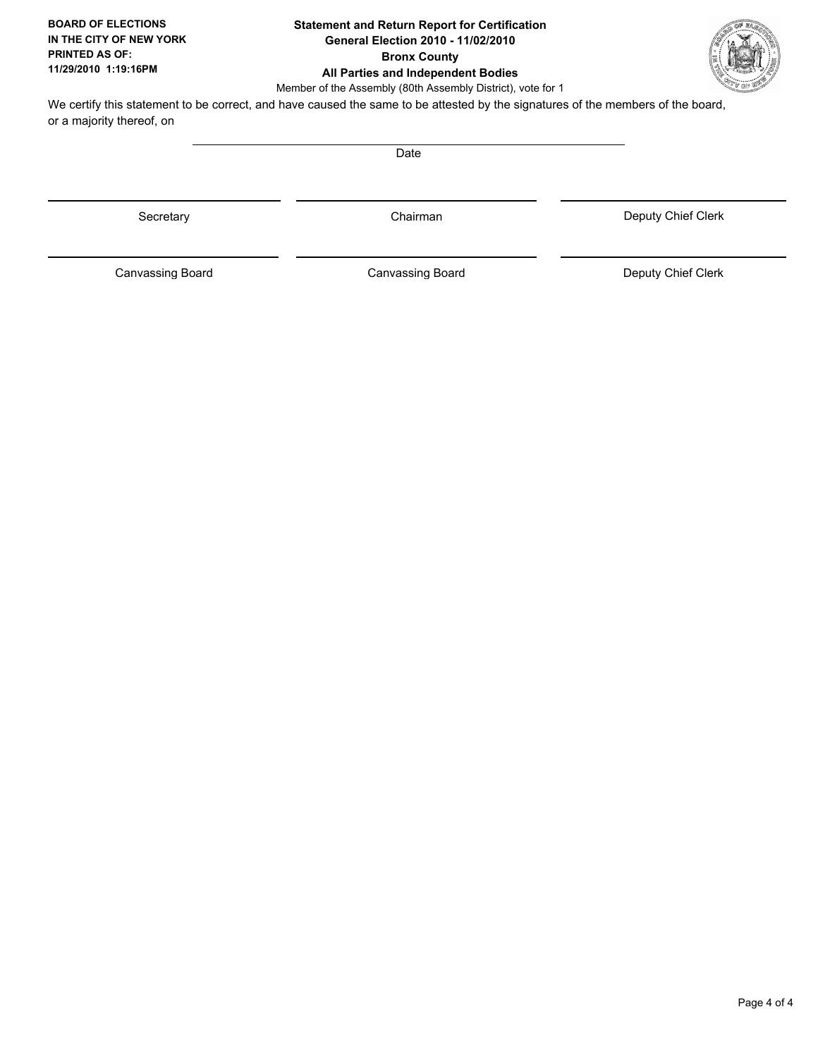**BOARD OF ELECTIONS IN THE CITY OF NEW YORK PRINTED AS OF: 11/29/2010 1:19:16PM**

**Statement and Return Report for Certification**
**General Election 2010 - 11/02/2010**
**Bronx County**
**All Parties and Independent Bodies**
Member of the Assembly (80th Assembly District), vote for 1

We certify this statement to be correct, and have caused the same to be attested by the signatures of the members of the board, or a majority thereof, on

Date

| | | |
|---|---|---|
| Secretary | Chairman | Deputy Chief Clerk |
| Canvassing Board | Canvassing Board | Deputy Chief Clerk |